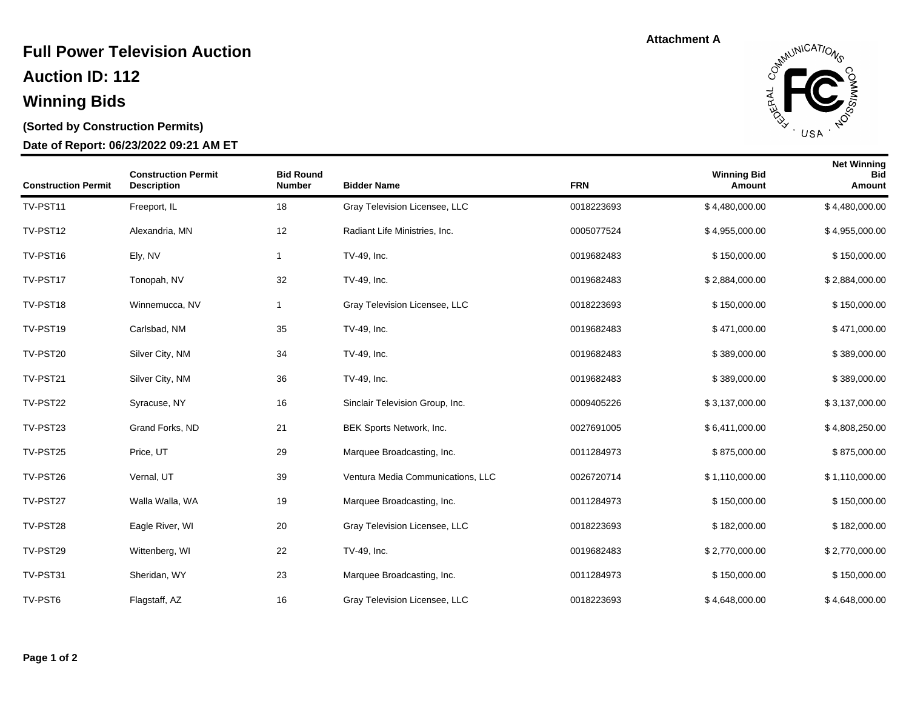Attachment A

# Full Power Television Auction

## Auction ID: 112

## Winning Bids

**(Sorted by Construction Permits)**

**Date of Report: 06/23/2022 09:21 AM ET**

| Construction Permit | Construction Permit Description | Bid Round Number | Bidder Name | FRN | Winning Bid Amount | Net Winning Bid Amount |
|---|---|---|---|---|---|---|
| TV-PST11 | Freeport, IL | 18 | Gray Television Licensee, LLC | 0018223693 | $ 4,480,000.00 | $ 4,480,000.00 |
| TV-PST12 | Alexandria, MN | 12 | Radiant Life Ministries, Inc. | 0005077524 | $ 4,955,000.00 | $ 4,955,000.00 |
| TV-PST16 | Ely, NV | 1 | TV-49, Inc. | 0019682483 | $ 150,000.00 | $ 150,000.00 |
| TV-PST17 | Tonopah, NV | 32 | TV-49, Inc. | 0019682483 | $ 2,884,000.00 | $ 2,884,000.00 |
| TV-PST18 | Winnemucca, NV | 1 | Gray Television Licensee, LLC | 0018223693 | $ 150,000.00 | $ 150,000.00 |
| TV-PST19 | Carlsbad, NM | 35 | TV-49, Inc. | 0019682483 | $ 471,000.00 | $ 471,000.00 |
| TV-PST20 | Silver City, NM | 34 | TV-49, Inc. | 0019682483 | $ 389,000.00 | $ 389,000.00 |
| TV-PST21 | Silver City, NM | 36 | TV-49, Inc. | 0019682483 | $ 389,000.00 | $ 389,000.00 |
| TV-PST22 | Syracuse, NY | 16 | Sinclair Television Group, Inc. | 0009405226 | $ 3,137,000.00 | $ 3,137,000.00 |
| TV-PST23 | Grand Forks, ND | 21 | BEK Sports Network, Inc. | 0027691005 | $ 6,411,000.00 | $ 4,808,250.00 |
| TV-PST25 | Price, UT | 29 | Marquee Broadcasting, Inc. | 0011284973 | $ 875,000.00 | $ 875,000.00 |
| TV-PST26 | Vernal, UT | 39 | Ventura Media Communications, LLC | 0026720714 | $ 1,110,000.00 | $ 1,110,000.00 |
| TV-PST27 | Walla Walla, WA | 19 | Marquee Broadcasting, Inc. | 0011284973 | $ 150,000.00 | $ 150,000.00 |
| TV-PST28 | Eagle River, WI | 20 | Gray Television Licensee, LLC | 0018223693 | $ 182,000.00 | $ 182,000.00 |
| TV-PST29 | Wittenberg, WI | 22 | TV-49, Inc. | 0019682483 | $ 2,770,000.00 | $ 2,770,000.00 |
| TV-PST31 | Sheridan, WY | 23 | Marquee Broadcasting, Inc. | 0011284973 | $ 150,000.00 | $ 150,000.00 |
| TV-PST6 | Flagstaff, AZ | 16 | Gray Television Licensee, LLC | 0018223693 | $ 4,648,000.00 | $ 4,648,000.00 |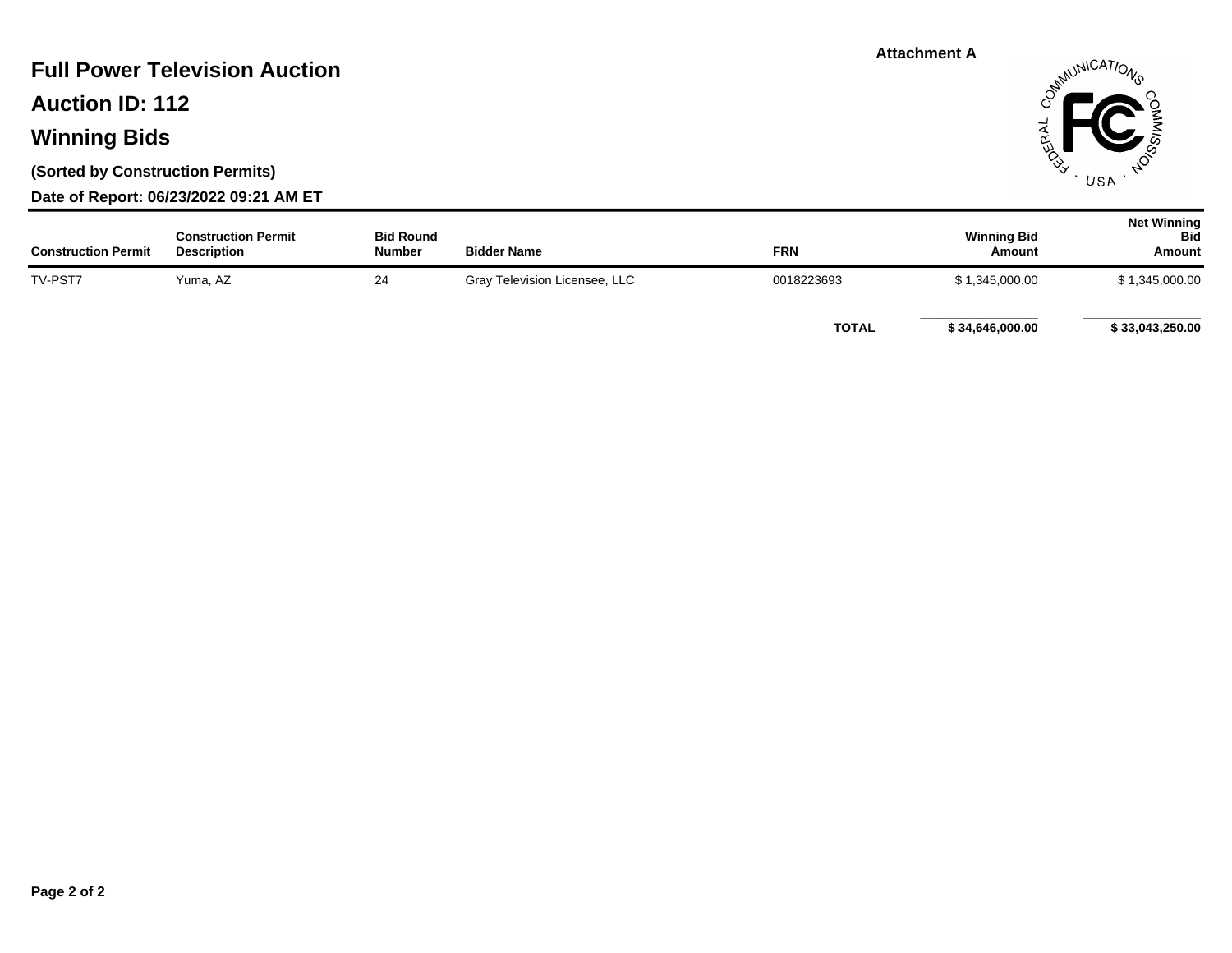Attachment A

# Full Power Television Auction

## Auction ID: 112

## Winning Bids

**(Sorted by Construction Permits)**

**Date of Report: 06/23/2022 09:21 AM ET**

| Construction Permit | Construction Permit Description | Bid Round Number | Bidder Name | FRN | Winning Bid Amount | Net Winning Bid Amount |
|---|---|---|---|---|---|---|
| TV-PST7 | Yuma, AZ | 24 | Gray Television Licensee, LLC | 0018223693 | $ 1,345,000.00 | $ 1,345,000.00 |
| | | | | **TOTAL** | **$ 34,646,000.00** | **$ 33,043,250.00** |